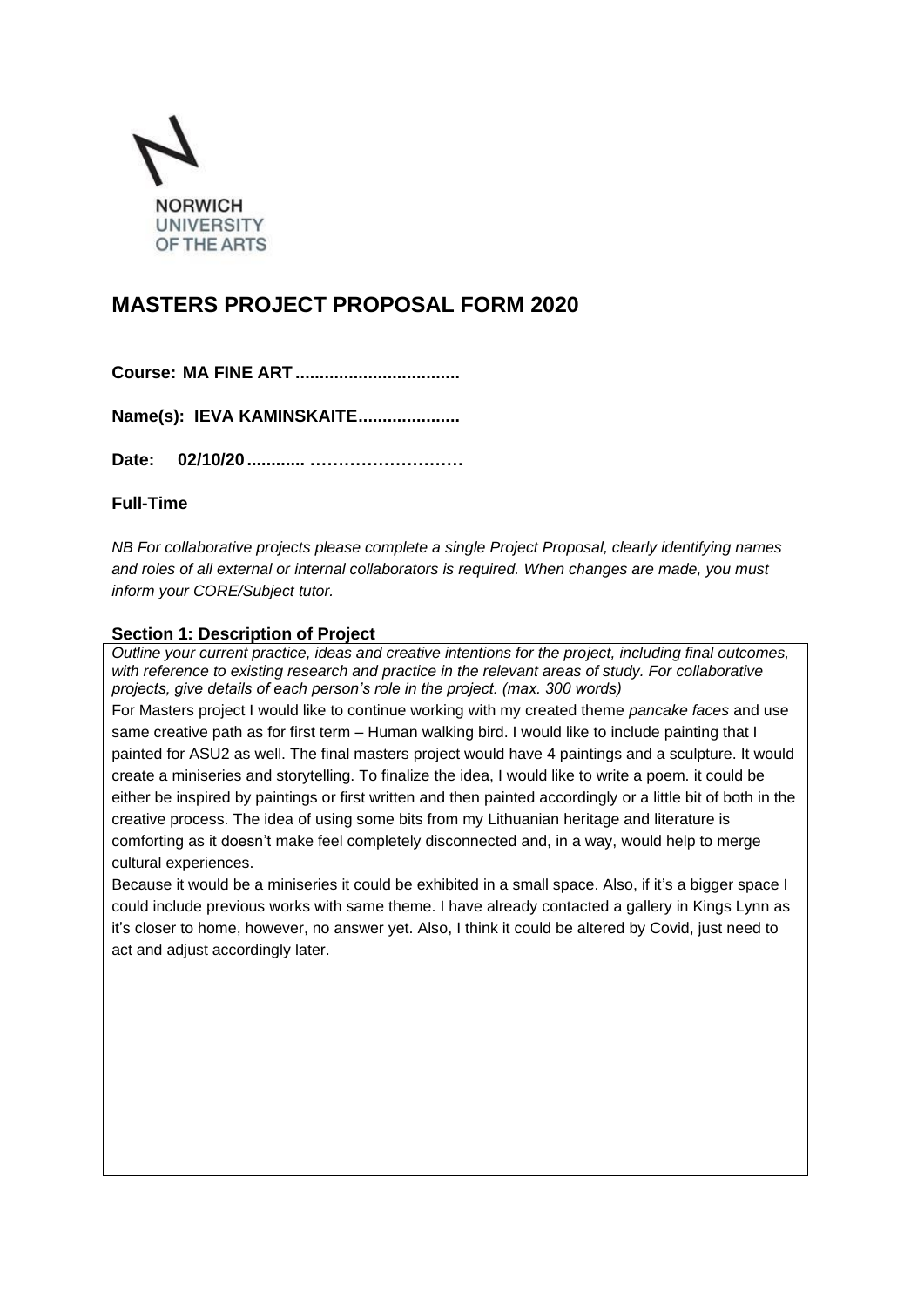NORWICH
UNIVERSITY
OF THE ARTS

# MASTERS PROJECT PROPOSAL FORM 2020

**Course: MA FINE ART..................................**

**Name(s): IEVA KAMINSKAITE....................**

**Date: 02/10/20............ ………………………**

**Full-Time**

*NB For collaborative projects please complete a single Project Proposal, clearly identifying names and roles of all external or internal collaborators is required. When changes are made, you must inform your CORE/Subject tutor.*

## Section 1: Description of Project

*Outline your current practice, ideas and creative intentions for the project, including final outcomes, with reference to existing research and practice in the relevant areas of study. For collaborative projects, give details of each person's role in the project. (max. 300 words)*

For Masters project I would like to continue working with my created theme *pancake faces* and use same creative path as for first term – Human walking bird. I would like to include painting that I painted for ASU2 as well. The final masters project would have 4 paintings and a sculpture. It would create a miniseries and storytelling. To finalize the idea, I would like to write a poem. it could be either be inspired by paintings or first written and then painted accordingly or a little bit of both in the creative process. The idea of using some bits from my Lithuanian heritage and literature is comforting as it doesn't make feel completely disconnected and, in a way, would help to merge cultural experiences.

Because it would be a miniseries it could be exhibited in a small space. Also, if it's a bigger space I could include previous works with same theme. I have already contacted a gallery in Kings Lynn as it's closer to home, however, no answer yet. Also, I think it could be altered by Covid, just need to act and adjust accordingly later.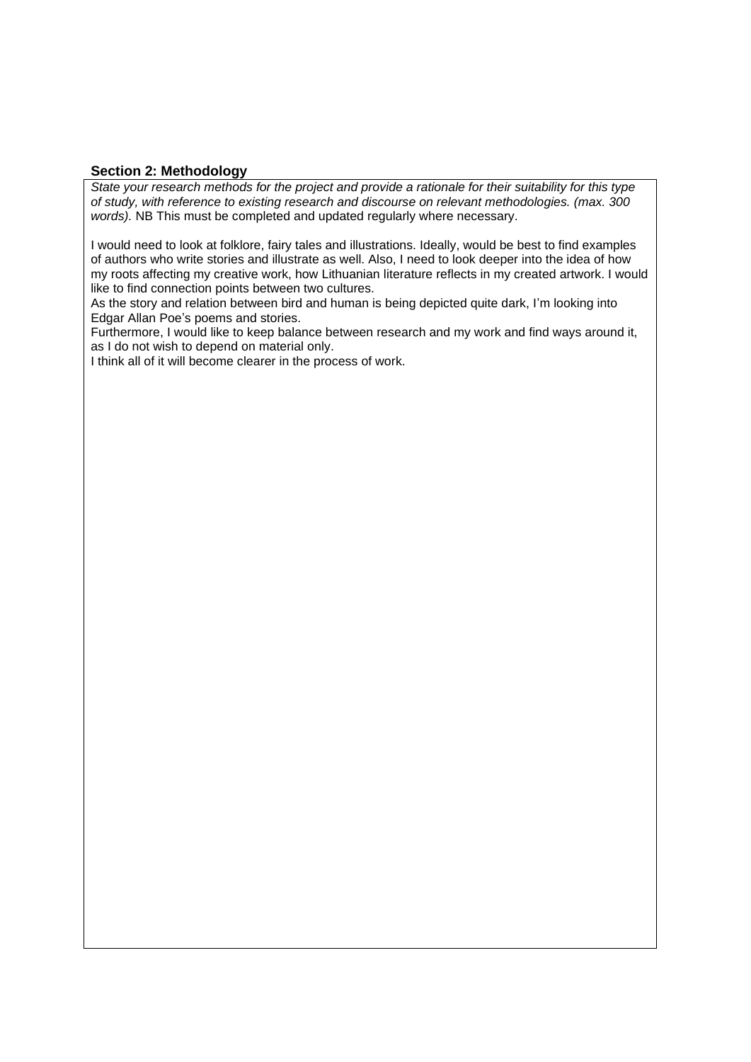**Section 2: Methodology**

*State your research methods for the project and provide a rationale for their suitability for this type of study, with reference to existing research and discourse on relevant methodologies. (max. 300 words).* NB This must be completed and updated regularly where necessary.

I would need to look at folklore, fairy tales and illustrations. Ideally, would be best to find examples of authors who write stories and illustrate as well. Also, I need to look deeper into the idea of how my roots affecting my creative work, how Lithuanian literature reflects in my created artwork. I would like to find connection points between two cultures.

As the story and relation between bird and human is being depicted quite dark, I'm looking into Edgar Allan Poe's poems and stories.

Furthermore, I would like to keep balance between research and my work and find ways around it, as I do not wish to depend on material only.

I think all of it will become clearer in the process of work.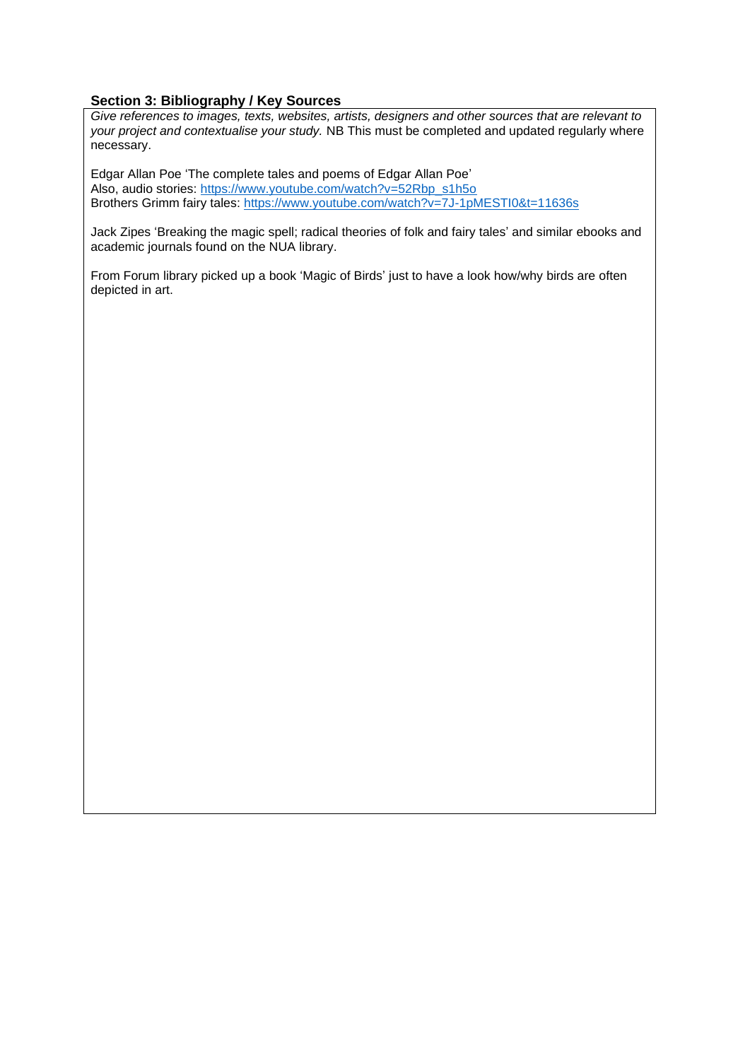## Section 3: Bibliography / Key Sources

*Give references to images, texts, websites, artists, designers and other sources that are relevant to your project and contextualise your study.* NB This must be completed and updated regularly where necessary.

Edgar Allan Poe 'The complete tales and poems of Edgar Allan Poe'
Also, audio stories: https://www.youtube.com/watch?v=52Rbp_s1h5o
Brothers Grimm fairy tales: https://www.youtube.com/watch?v=7J-1pMESTI0&t=11636s

Jack Zipes 'Breaking the magic spell; radical theories of folk and fairy tales' and similar ebooks and academic journals found on the NUA library.

From Forum library picked up a book 'Magic of Birds' just to have a look how/why birds are often depicted in art.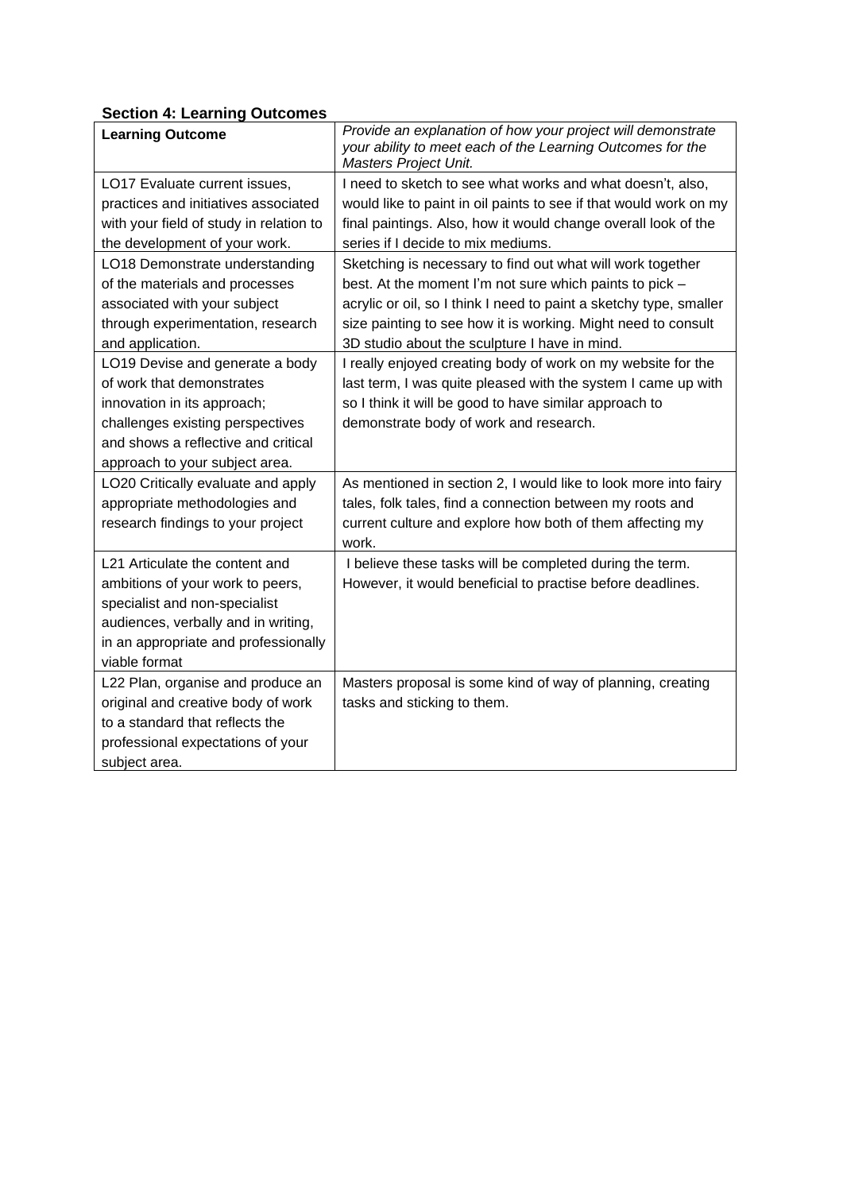### Section 4: Learning Outcomes

| **Learning Outcome** | *Provide an explanation of how your project will demonstrate your ability to meet each of the Learning Outcomes for the Masters Project Unit.* |
|---|---|
| LO17 Evaluate current issues, practices and initiatives associated with your field of study in relation to the development of your work. | I need to sketch to see what works and what doesn't, also, would like to paint in oil paints to see if that would work on my final paintings. Also, how it would change overall look of the series if I decide to mix mediums. |
| LO18 Demonstrate understanding of the materials and processes associated with your subject through experimentation, research and application. | Sketching is necessary to find out what will work together best. At the moment I'm not sure which paints to pick – acrylic or oil, so I think I need to paint a sketchy type, smaller size painting to see how it is working. Might need to consult 3D studio about the sculpture I have in mind. |
| LO19 Devise and generate a body of work that demonstrates innovation in its approach; challenges existing perspectives and shows a reflective and critical approach to your subject area. | I really enjoyed creating body of work on my website for the last term, I was quite pleased with the system I came up with so I think it will be good to have similar approach to demonstrate body of work and research. |
| LO20 Critically evaluate and apply appropriate methodologies and research findings to your project | As mentioned in section 2, I would like to look more into fairy tales, folk tales, find a connection between my roots and current culture and explore how both of them affecting my work. |
| L21 Articulate the content and ambitions of your work to peers, specialist and non-specialist audiences, verbally and in writing, in an appropriate and professionally viable format | I believe these tasks will be completed during the term. However, it would beneficial to practise before deadlines. |
| L22 Plan, organise and produce an original and creative body of work to a standard that reflects the professional expectations of your subject area. | Masters proposal is some kind of way of planning, creating tasks and sticking to them. |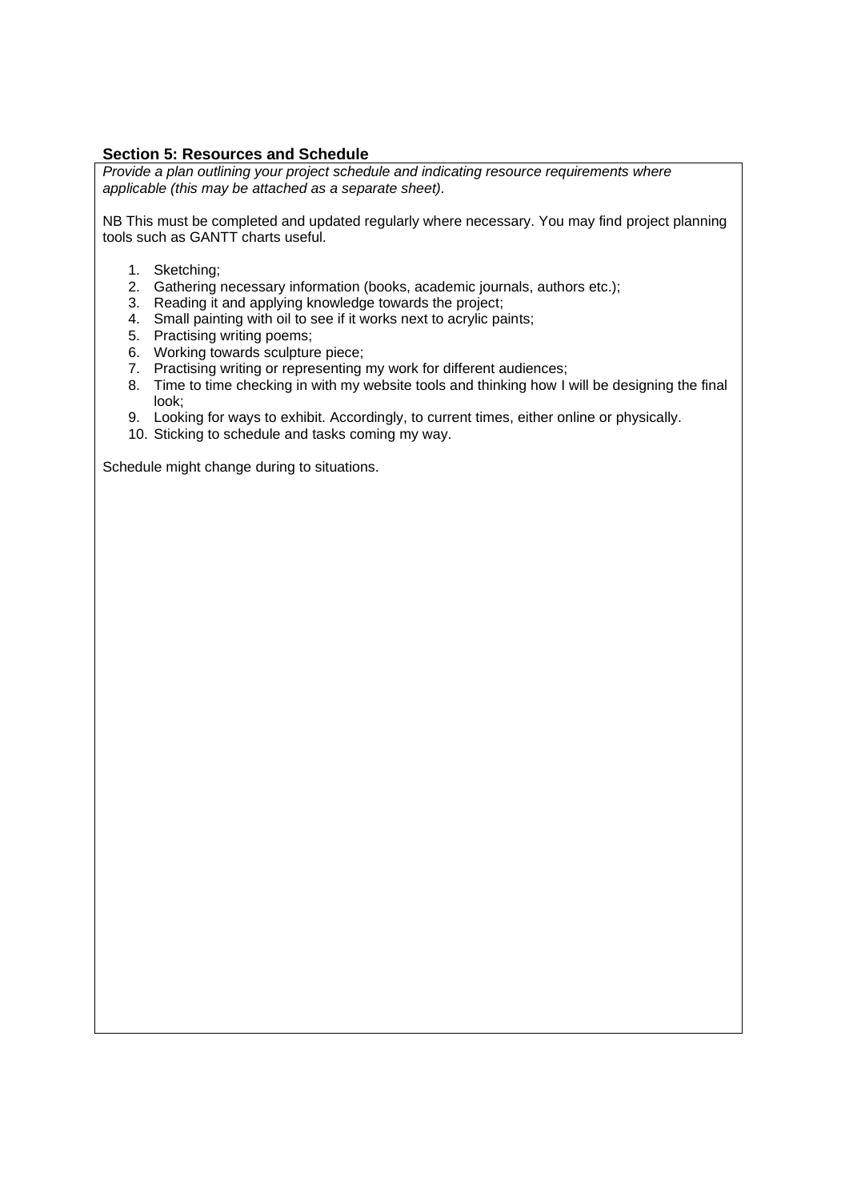**Section 5: Resources and Schedule**

*Provide a plan outlining your project schedule and indicating resource requirements where applicable (this may be attached as a separate sheet).*

NB This must be completed and updated regularly where necessary. You may find project planning tools such as GANTT charts useful.

1. Sketching;
2. Gathering necessary information (books, academic journals, authors etc.);
3. Reading it and applying knowledge towards the project;
4. Small painting with oil to see if it works next to acrylic paints;
5. Practising writing poems;
6. Working towards sculpture piece;
7. Practising writing or representing my work for different audiences;
8. Time to time checking in with my website tools and thinking how I will be designing the final look;
9. Looking for ways to exhibit. Accordingly, to current times, either online or physically.
10. Sticking to schedule and tasks coming my way.

Schedule might change during to situations.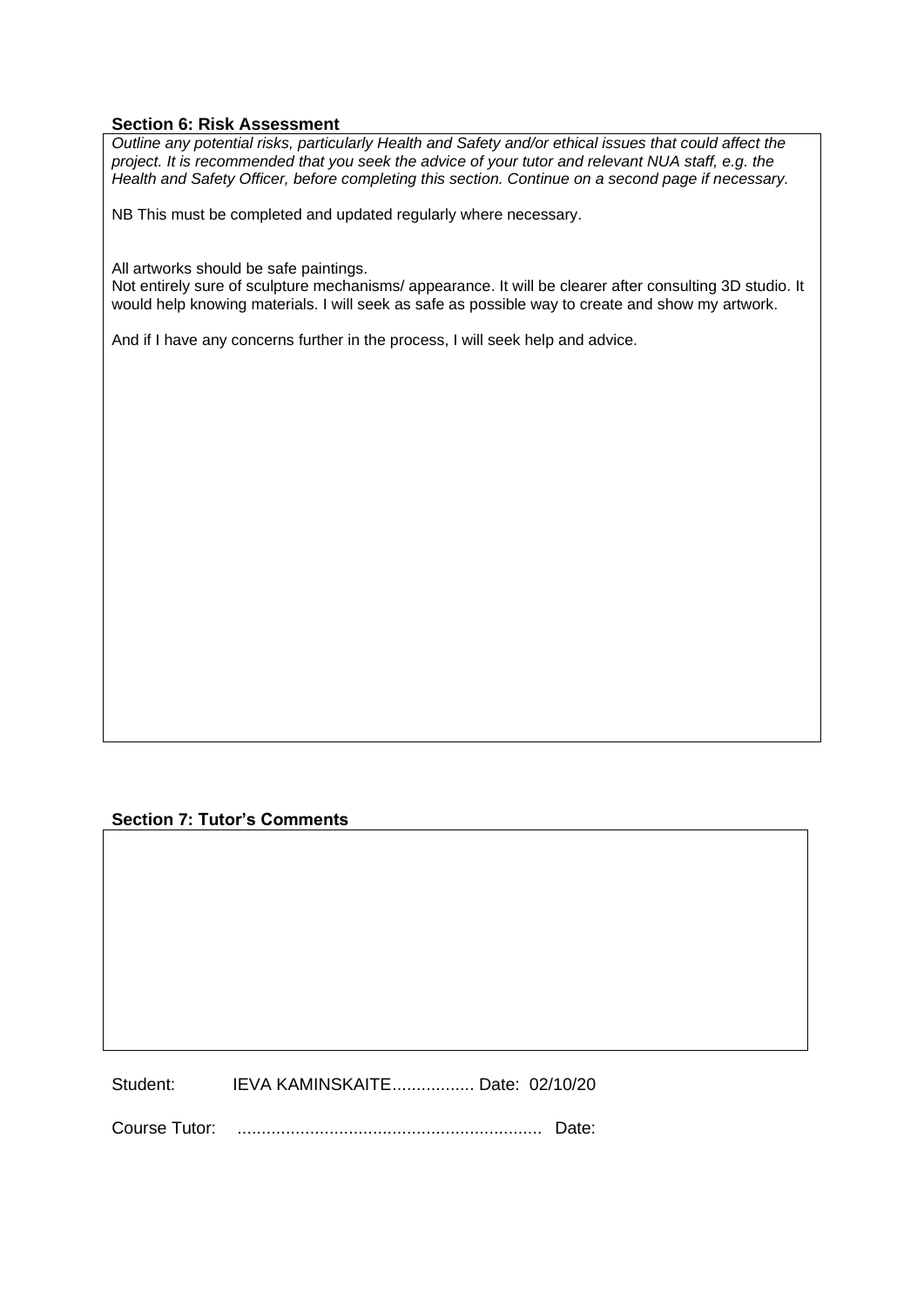**Section 6: Risk Assessment**

*Outline any potential risks, particularly Health and Safety and/or ethical issues that could affect the project. It is recommended that you seek the advice of your tutor and relevant NUA staff, e.g. the Health and Safety Officer, before completing this section. Continue on a second page if necessary.*

NB This must be completed and updated regularly where necessary.

All artworks should be safe paintings.
Not entirely sure of sculpture mechanisms/ appearance. It will be clearer after consulting 3D studio. It would help knowing materials. I will seek as safe as possible way to create and show my artwork.

And if I have any concerns further in the process, I will seek help and advice.

**Section 7: Tutor's Comments**

Student: IEVA KAMINSKAITE................. Date: 02/10/20

Course Tutor: ............................................................... Date: